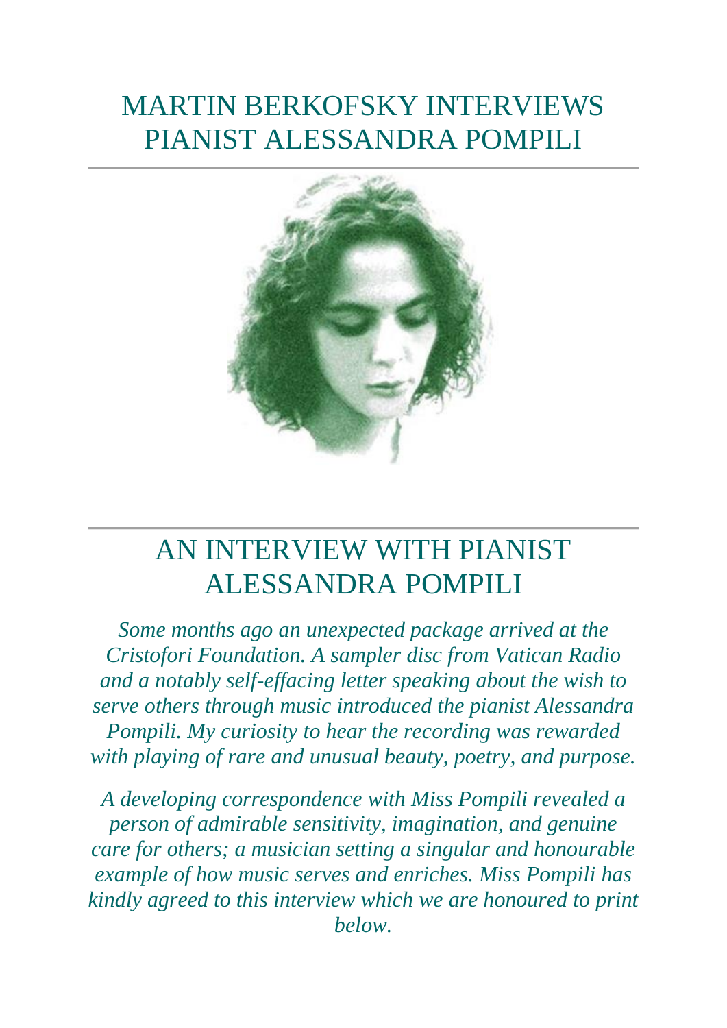# MARTIN BERKOFSKY INTERVIEWS PIANIST ALESSANDRA POMPILI

## AN INTERVIEW WITH PIANIST ALESSANDRA POMPILI

*Some months ago an unexpected package arrived at the Cristofori Foundation. A sampler disc from Vatican Radio and a notably self-effacing letter speaking about the wish to serve others through music introduced the pianist Alessandra Pompili. My curiosity to hear the recording was rewarded with playing of rare and unusual beauty, poetry, and purpose.*

*A developing correspondence with Miss Pompili revealed a person of admirable sensitivity, imagination, and genuine care for others; a musician setting a singular and honourable example of how music serves and enriches. Miss Pompili has kindly agreed to this interview which we are honoured to print below.*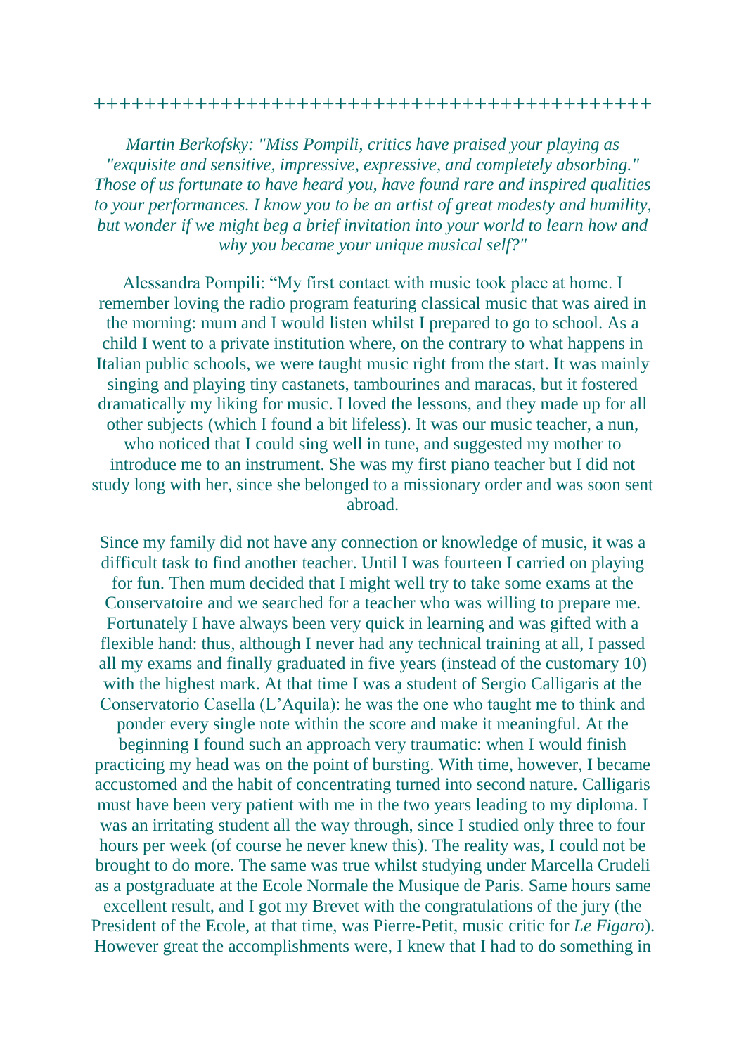++++++++++++++++++++++++++++++++++++++++++++

*Martin Berkofsky: "Miss Pompili, critics have praised your playing as "exquisite and sensitive, impressive, expressive, and completely absorbing." Those of us fortunate to have heard you, have found rare and inspired qualities to your performances. I know you to be an artist of great modesty and humility, but wonder if we might beg a brief invitation into your world to learn how and why you became your unique musical self?"*

Alessandra Pompili: "My first contact with music took place at home. I remember loving the radio program featuring classical music that was aired in the morning: mum and I would listen whilst I prepared to go to school. As a child I went to a private institution where, on the contrary to what happens in Italian public schools, we were taught music right from the start. It was mainly singing and playing tiny castanets, tambourines and maracas, but it fostered dramatically my liking for music. I loved the lessons, and they made up for all other subjects (which I found a bit lifeless). It was our music teacher, a nun, who noticed that I could sing well in tune, and suggested my mother to introduce me to an instrument. She was my first piano teacher but I did not study long with her, since she belonged to a missionary order and was soon sent abroad.

Since my family did not have any connection or knowledge of music, it was a difficult task to find another teacher. Until I was fourteen I carried on playing for fun. Then mum decided that I might well try to take some exams at the Conservatoire and we searched for a teacher who was willing to prepare me. Fortunately I have always been very quick in learning and was gifted with a flexible hand: thus, although I never had any technical training at all, I passed all my exams and finally graduated in five years (instead of the customary 10) with the highest mark. At that time I was a student of Sergio Calligaris at the Conservatorio Casella (L'Aquila): he was the one who taught me to think and ponder every single note within the score and make it meaningful. At the beginning I found such an approach very traumatic: when I would finish practicing my head was on the point of bursting. With time, however, I became accustomed and the habit of concentrating turned into second nature. Calligaris must have been very patient with me in the two years leading to my diploma. I was an irritating student all the way through, since I studied only three to four hours per week (of course he never knew this). The reality was, I could not be brought to do more. The same was true whilst studying under Marcella Crudeli as a postgraduate at the Ecole Normale the Musique de Paris. Same hours same excellent result, and I got my Brevet with the congratulations of the jury (the President of the Ecole, at that time, was Pierre-Petit, music critic for *Le Figaro*). However great the accomplishments were, I knew that I had to do something in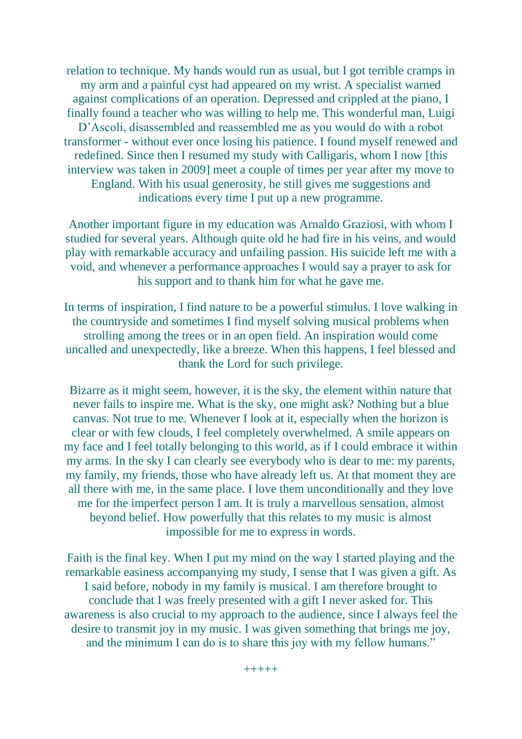relation to technique. My hands would run as usual, but I got terrible cramps in my arm and a painful cyst had appeared on my wrist. A specialist warned against complications of an operation. Depressed and crippled at the piano, I finally found a teacher who was willing to help me. This wonderful man, Luigi D'Ascoli, disassembled and reassembled me as you would do with a robot transformer - without ever once losing his patience. I found myself renewed and redefined. Since then I resumed my study with Calligaris, whom I now [this interview was taken in 2009] meet a couple of times per year after my move to England. With his usual generosity, he still gives me suggestions and indications every time I put up a new programme.

Another important figure in my education was Arnaldo Graziosi, with whom I studied for several years. Although quite old he had fire in his veins, and would play with remarkable accuracy and unfailing passion. His suicide left me with a void, and whenever a performance approaches I would say a prayer to ask for his support and to thank him for what he gave me.

In terms of inspiration, I find nature to be a powerful stimulus. I love walking in the countryside and sometimes I find myself solving musical problems when strolling among the trees or in an open field. An inspiration would come uncalled and unexpectedly, like a breeze. When this happens, I feel blessed and thank the Lord for such privilege.

Bizarre as it might seem, however, it is the sky, the element within nature that never fails to inspire me. What is the sky, one might ask? Nothing but a blue canvas. Not true to me. Whenever I look at it, especially when the horizon is clear or with few clouds, I feel completely overwhelmed. A smile appears on my face and I feel totally belonging to this world, as if I could embrace it within my arms. In the sky I can clearly see everybody who is dear to me: my parents, my family, my friends, those who have already left us. At that moment they are all there with me, in the same place. I love them unconditionally and they love me for the imperfect person I am. It is truly a marvellous sensation, almost beyond belief. How powerfully that this relates to my music is almost impossible for me to express in words.

Faith is the final key. When I put my mind on the way I started playing and the remarkable easiness accompanying my study, I sense that I was given a gift. As I said before, nobody in my family is musical. I am therefore brought to conclude that I was freely presented with a gift I never asked for. This awareness is also crucial to my approach to the audience, since I always feel the desire to transmit joy in my music. I was given something that brings me joy, and the minimum I can do is to share this joy with my fellow humans."

+++++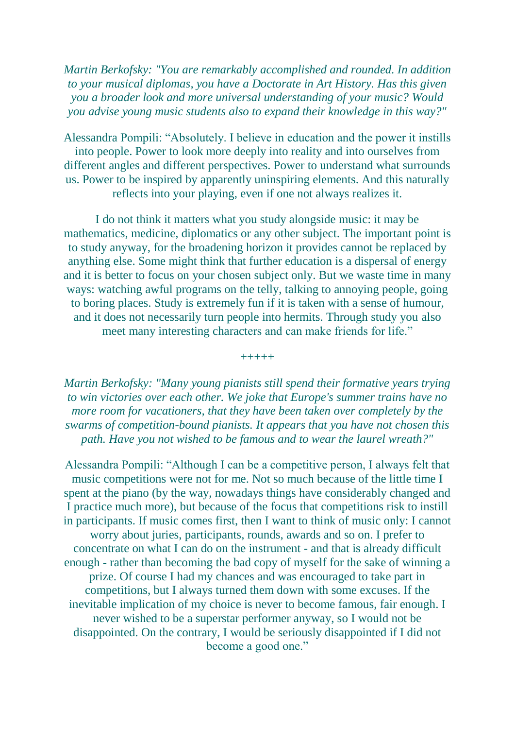*Martin Berkofsky: "You are remarkably accomplished and rounded. In addition to your musical diplomas, you have a Doctorate in Art History. Has this given you a broader look and more universal understanding of your music? Would you advise young music students also to expand their knowledge in this way?"*

Alessandra Pompili: "Absolutely. I believe in education and the power it instills into people. Power to look more deeply into reality and into ourselves from different angles and different perspectives. Power to understand what surrounds us. Power to be inspired by apparently uninspiring elements. And this naturally reflects into your playing, even if one not always realizes it.

I do not think it matters what you study alongside music: it may be mathematics, medicine, diplomatics or any other subject. The important point is to study anyway, for the broadening horizon it provides cannot be replaced by anything else. Some might think that further education is a dispersal of energy and it is better to focus on your chosen subject only. But we waste time in many ways: watching awful programs on the telly, talking to annoying people, going to boring places. Study is extremely fun if it is taken with a sense of humour, and it does not necessarily turn people into hermits. Through study you also meet many interesting characters and can make friends for life."

+++++

*Martin Berkofsky: "Many young pianists still spend their formative years trying to win victories over each other. We joke that Europe's summer trains have no more room for vacationers, that they have been taken over completely by the swarms of competition-bound pianists. It appears that you have not chosen this path. Have you not wished to be famous and to wear the laurel wreath?"*

Alessandra Pompili: "Although I can be a competitive person, I always felt that music competitions were not for me. Not so much because of the little time I spent at the piano (by the way, nowadays things have considerably changed and I practice much more), but because of the focus that competitions risk to instill in participants. If music comes first, then I want to think of music only: I cannot worry about juries, participants, rounds, awards and so on. I prefer to concentrate on what I can do on the instrument - and that is already difficult enough - rather than becoming the bad copy of myself for the sake of winning a prize. Of course I had my chances and was encouraged to take part in competitions, but I always turned them down with some excuses. If the inevitable implication of my choice is never to become famous, fair enough. I never wished to be a superstar performer anyway, so I would not be disappointed. On the contrary, I would be seriously disappointed if I did not become a good one."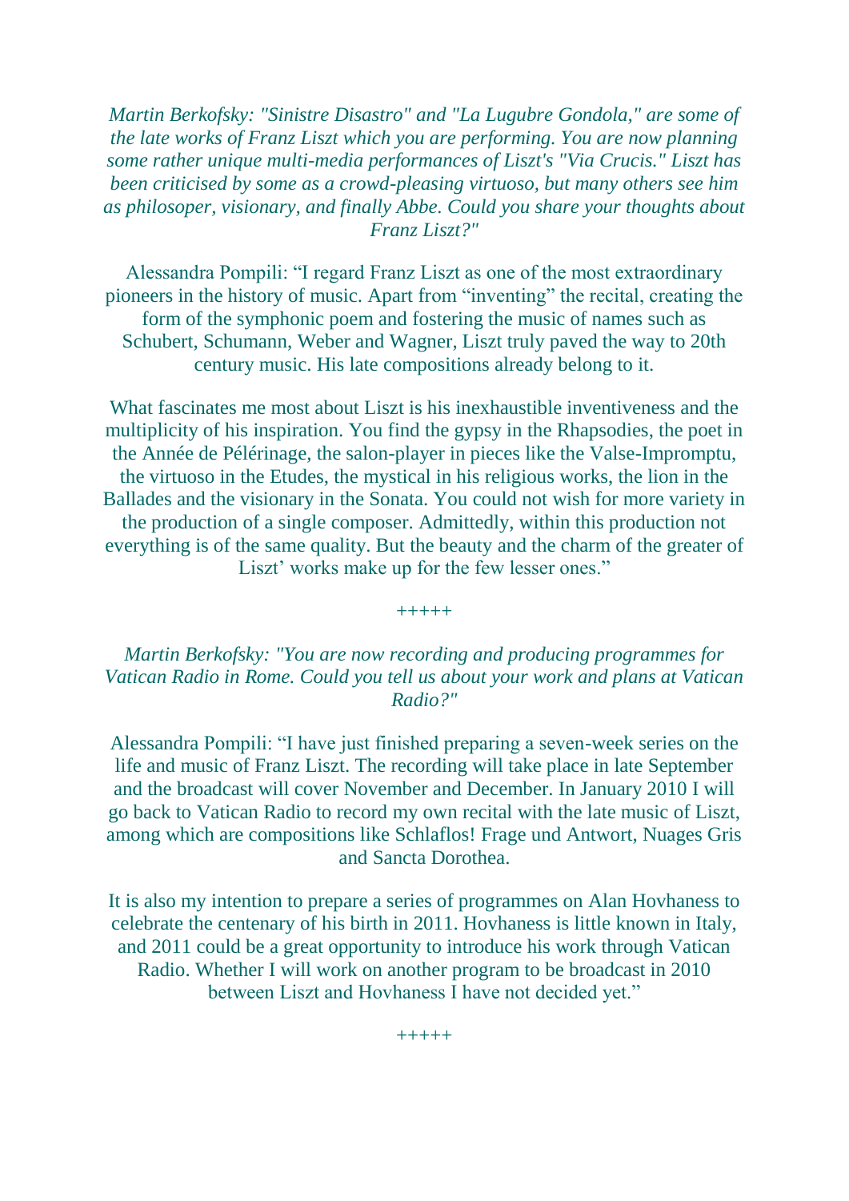*Martin Berkofsky: "Sinistre Disastro" and "La Lugubre Gondola," are some of the late works of Franz Liszt which you are performing. You are now planning some rather unique multi-media performances of Liszt's "Via Crucis." Liszt has been criticised by some as a crowd-pleasing virtuoso, but many others see him as philosoper, visionary, and finally Abbe. Could you share your thoughts about Franz Liszt?"*

Alessandra Pompili: "I regard Franz Liszt as one of the most extraordinary pioneers in the history of music. Apart from "inventing" the recital, creating the form of the symphonic poem and fostering the music of names such as Schubert, Schumann, Weber and Wagner, Liszt truly paved the way to 20th century music. His late compositions already belong to it.

What fascinates me most about Liszt is his inexhaustible inventiveness and the multiplicity of his inspiration. You find the gypsy in the Rhapsodies, the poet in the Année de Pélérinage, the salon-player in pieces like the Valse-Impromptu, the virtuoso in the Etudes, the mystical in his religious works, the lion in the Ballades and the visionary in the Sonata. You could not wish for more variety in the production of a single composer. Admittedly, within this production not everything is of the same quality. But the beauty and the charm of the greater of Liszt' works make up for the few lesser ones."

+++++

*Martin Berkofsky: "You are now recording and producing programmes for Vatican Radio in Rome. Could you tell us about your work and plans at Vatican Radio?"*

Alessandra Pompili: "I have just finished preparing a seven-week series on the life and music of Franz Liszt. The recording will take place in late September and the broadcast will cover November and December. In January 2010 I will go back to Vatican Radio to record my own recital with the late music of Liszt, among which are compositions like Schlaflos! Frage und Antwort, Nuages Gris and Sancta Dorothea.

It is also my intention to prepare a series of programmes on Alan Hovhaness to celebrate the centenary of his birth in 2011. Hovhaness is little known in Italy, and 2011 could be a great opportunity to introduce his work through Vatican Radio. Whether I will work on another program to be broadcast in 2010 between Liszt and Hovhaness I have not decided yet."

+++++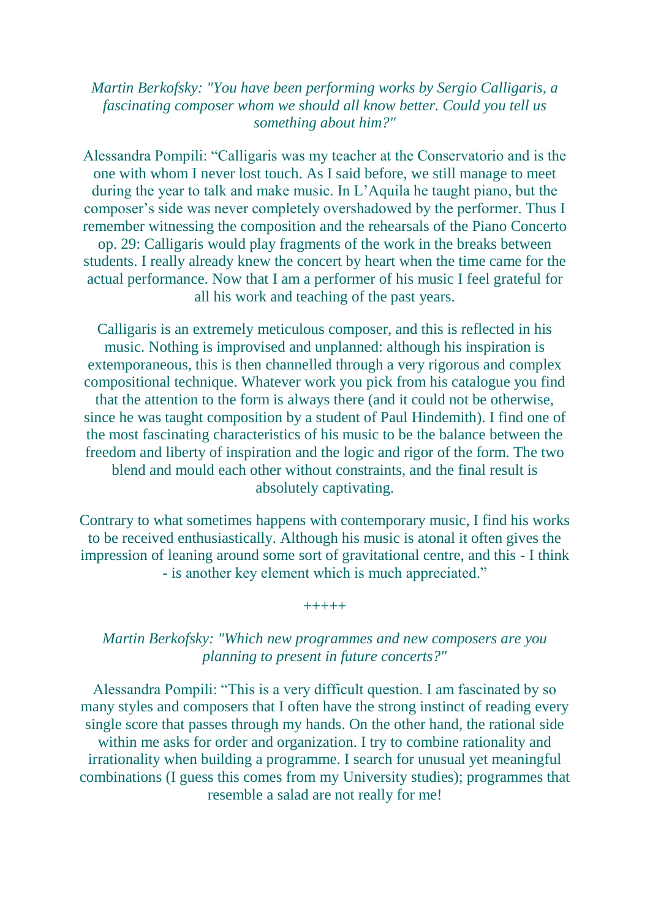*Martin Berkofsky: "You have been performing works by Sergio Calligaris, a fascinating composer whom we should all know better. Could you tell us something about him?"*

Alessandra Pompili: "Calligaris was my teacher at the Conservatorio and is the one with whom I never lost touch. As I said before, we still manage to meet during the year to talk and make music. In L'Aquila he taught piano, but the composer's side was never completely overshadowed by the performer. Thus I remember witnessing the composition and the rehearsals of the Piano Concerto op. 29: Calligaris would play fragments of the work in the breaks between students. I really already knew the concert by heart when the time came for the actual performance. Now that I am a performer of his music I feel grateful for all his work and teaching of the past years.

Calligaris is an extremely meticulous composer, and this is reflected in his music. Nothing is improvised and unplanned: although his inspiration is extemporaneous, this is then channelled through a very rigorous and complex compositional technique. Whatever work you pick from his catalogue you find that the attention to the form is always there (and it could not be otherwise, since he was taught composition by a student of Paul Hindemith). I find one of the most fascinating characteristics of his music to be the balance between the freedom and liberty of inspiration and the logic and rigor of the form. The two blend and mould each other without constraints, and the final result is absolutely captivating.

Contrary to what sometimes happens with contemporary music, I find his works to be received enthusiastically. Although his music is atonal it often gives the impression of leaning around some sort of gravitational centre, and this - I think - is another key element which is much appreciated."

+++++

*Martin Berkofsky: "Which new programmes and new composers are you planning to present in future concerts?"*

Alessandra Pompili: "This is a very difficult question. I am fascinated by so many styles and composers that I often have the strong instinct of reading every single score that passes through my hands. On the other hand, the rational side within me asks for order and organization. I try to combine rationality and irrationality when building a programme. I search for unusual yet meaningful combinations (I guess this comes from my University studies); programmes that resemble a salad are not really for me!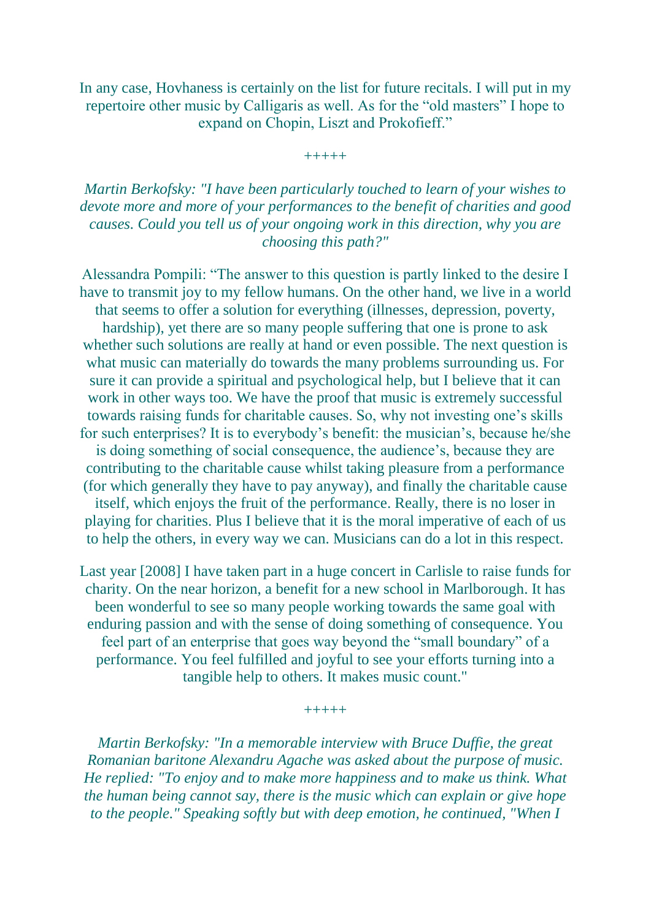In any case, Hovhaness is certainly on the list for future recitals. I will put in my repertoire other music by Calligaris as well. As for the "old masters" I hope to expand on Chopin, Liszt and Prokofieff."

+++++

*Martin Berkofsky: "I have been particularly touched to learn of your wishes to devote more and more of your performances to the benefit of charities and good causes. Could you tell us of your ongoing work in this direction, why you are choosing this path?"*

Alessandra Pompili: "The answer to this question is partly linked to the desire I have to transmit joy to my fellow humans. On the other hand, we live in a world that seems to offer a solution for everything (illnesses, depression, poverty, hardship), yet there are so many people suffering that one is prone to ask whether such solutions are really at hand or even possible. The next question is what music can materially do towards the many problems surrounding us. For sure it can provide a spiritual and psychological help, but I believe that it can work in other ways too. We have the proof that music is extremely successful towards raising funds for charitable causes. So, why not investing one's skills for such enterprises? It is to everybody's benefit: the musician's, because he/she is doing something of social consequence, the audience's, because they are contributing to the charitable cause whilst taking pleasure from a performance (for which generally they have to pay anyway), and finally the charitable cause itself, which enjoys the fruit of the performance. Really, there is no loser in playing for charities. Plus I believe that it is the moral imperative of each of us to help the others, in every way we can. Musicians can do a lot in this respect.

Last year [2008] I have taken part in a huge concert in Carlisle to raise funds for charity. On the near horizon, a benefit for a new school in Marlborough. It has been wonderful to see so many people working towards the same goal with enduring passion and with the sense of doing something of consequence. You feel part of an enterprise that goes way beyond the "small boundary" of a performance. You feel fulfilled and joyful to see your efforts turning into a tangible help to others. It makes music count."

+++++

*Martin Berkofsky: "In a memorable interview with Bruce Duffie, the great Romanian baritone Alexandru Agache was asked about the purpose of music. He replied: "To enjoy and to make more happiness and to make us think. What the human being cannot say, there is the music which can explain or give hope to the people." Speaking softly but with deep emotion, he continued, "When I*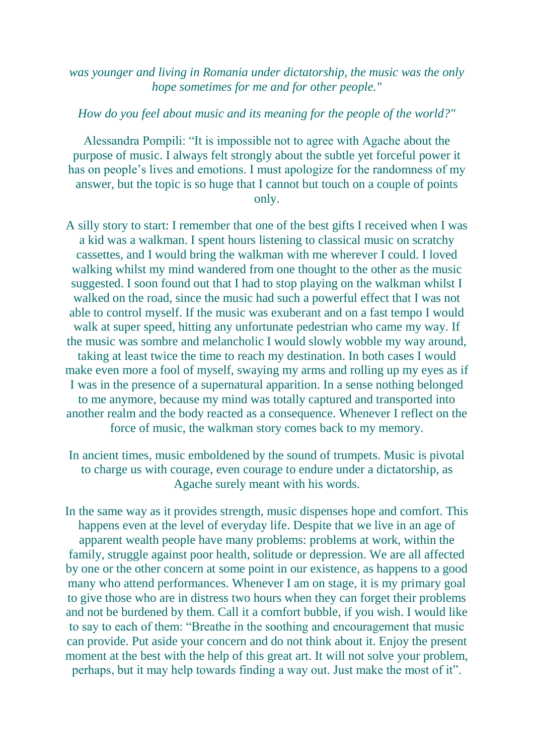*was younger and living in Romania under dictatorship, the music was the only hope sometimes for me and for other people."*

*How do you feel about music and its meaning for the people of the world?"*

Alessandra Pompili: "It is impossible not to agree with Agache about the purpose of music. I always felt strongly about the subtle yet forceful power it has on people's lives and emotions. I must apologize for the randomness of my answer, but the topic is so huge that I cannot but touch on a couple of points only.

A silly story to start: I remember that one of the best gifts I received when I was a kid was a walkman. I spent hours listening to classical music on scratchy cassettes, and I would bring the walkman with me wherever I could. I loved walking whilst my mind wandered from one thought to the other as the music suggested. I soon found out that I had to stop playing on the walkman whilst I walked on the road, since the music had such a powerful effect that I was not able to control myself. If the music was exuberant and on a fast tempo I would walk at super speed, hitting any unfortunate pedestrian who came my way. If the music was sombre and melancholic I would slowly wobble my way around, taking at least twice the time to reach my destination. In both cases I would make even more a fool of myself, swaying my arms and rolling up my eyes as if I was in the presence of a supernatural apparition. In a sense nothing belonged to me anymore, because my mind was totally captured and transported into another realm and the body reacted as a consequence. Whenever I reflect on the force of music, the walkman story comes back to my memory.

In ancient times, music emboldened by the sound of trumpets. Music is pivotal to charge us with courage, even courage to endure under a dictatorship, as Agache surely meant with his words.

In the same way as it provides strength, music dispenses hope and comfort. This happens even at the level of everyday life. Despite that we live in an age of apparent wealth people have many problems: problems at work, within the family, struggle against poor health, solitude or depression. We are all affected by one or the other concern at some point in our existence, as happens to a good many who attend performances. Whenever I am on stage, it is my primary goal to give those who are in distress two hours when they can forget their problems and not be burdened by them. Call it a comfort bubble, if you wish. I would like to say to each of them: "Breathe in the soothing and encouragement that music can provide. Put aside your concern and do not think about it. Enjoy the present moment at the best with the help of this great art. It will not solve your problem, perhaps, but it may help towards finding a way out. Just make the most of it".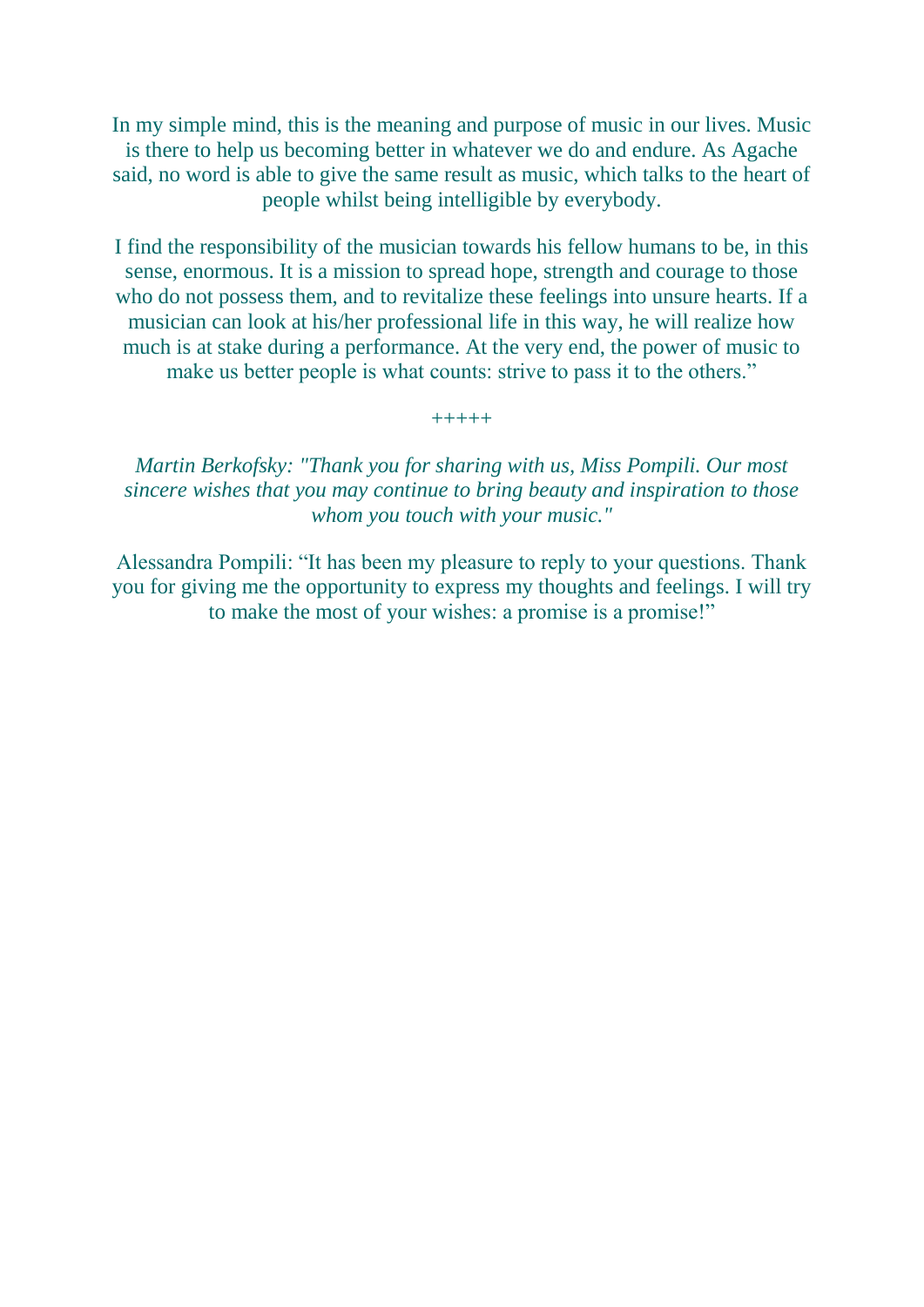In my simple mind, this is the meaning and purpose of music in our lives. Music is there to help us becoming better in whatever we do and endure. As Agache said, no word is able to give the same result as music, which talks to the heart of people whilst being intelligible by everybody.

I find the responsibility of the musician towards his fellow humans to be, in this sense, enormous. It is a mission to spread hope, strength and courage to those who do not possess them, and to revitalize these feelings into unsure hearts. If a musician can look at his/her professional life in this way, he will realize how much is at stake during a performance. At the very end, the power of music to make us better people is what counts: strive to pass it to the others."

+++++

*Martin Berkofsky: "Thank you for sharing with us, Miss Pompili. Our most sincere wishes that you may continue to bring beauty and inspiration to those whom you touch with your music."*

Alessandra Pompili: "It has been my pleasure to reply to your questions. Thank you for giving me the opportunity to express my thoughts and feelings. I will try to make the most of your wishes: a promise is a promise!"